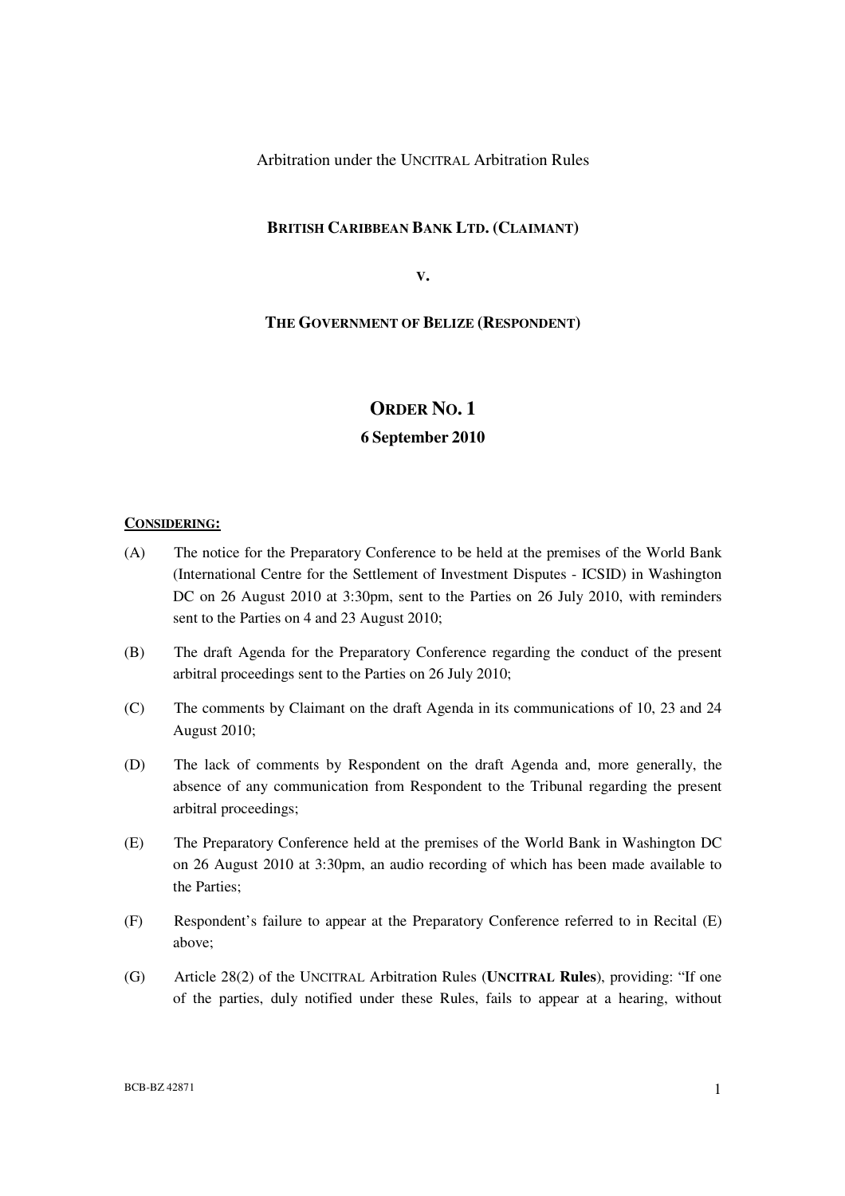Arbitration under the UNCITRAL Arbitration Rules

**BRITISH CARIBBEAN BANK LTD. (CLAIMANT)**

**v.**

**THE GOVERNMENT OF BELIZE (RESPONDENT)**

# ORDER NO. 1

## 6 September 2010

**CONSIDERING:**

(A) The notice for the Preparatory Conference to be held at the premises of the World Bank (International Centre for the Settlement of Investment Disputes - ICSID) in Washington DC on 26 August 2010 at 3:30pm, sent to the Parties on 26 July 2010, with reminders sent to the Parties on 4 and 23 August 2010;

(B) The draft Agenda for the Preparatory Conference regarding the conduct of the present arbitral proceedings sent to the Parties on 26 July 2010;

(C) The comments by Claimant on the draft Agenda in its communications of 10, 23 and 24 August 2010;

(D) The lack of comments by Respondent on the draft Agenda and, more generally, the absence of any communication from Respondent to the Tribunal regarding the present arbitral proceedings;

(E) The Preparatory Conference held at the premises of the World Bank in Washington DC on 26 August 2010 at 3:30pm, an audio recording of which has been made available to the Parties;

(F) Respondent's failure to appear at the Preparatory Conference referred to in Recital (E) above;

(G) Article 28(2) of the UNCITRAL Arbitration Rules (**UNCITRAL Rules**), providing: "If one of the parties, duly notified under these Rules, fails to appear at a hearing, without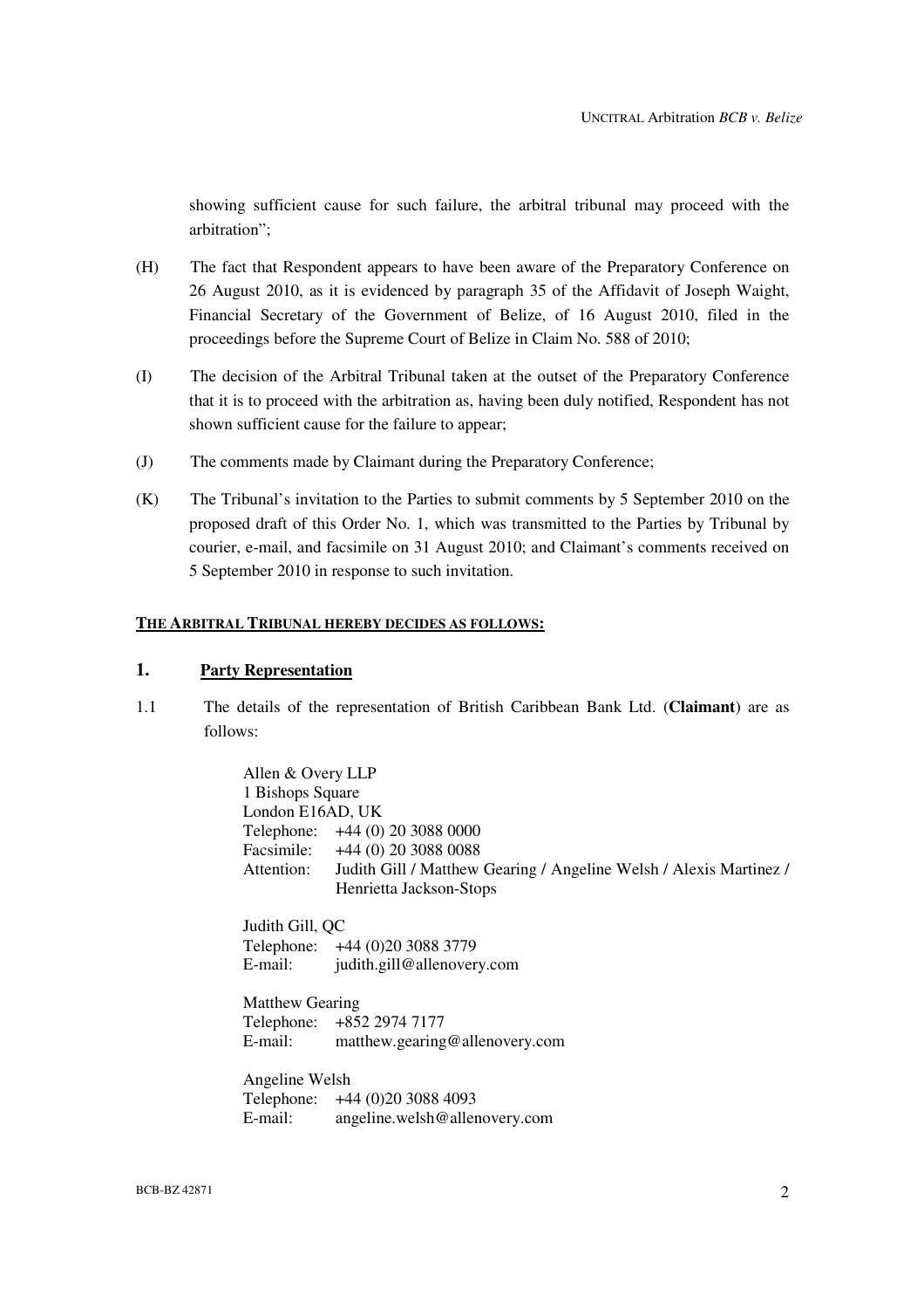showing sufficient cause for such failure, the arbitral tribunal may proceed with the arbitration";

(H) The fact that Respondent appears to have been aware of the Preparatory Conference on 26 August 2010, as it is evidenced by paragraph 35 of the Affidavit of Joseph Waight, Financial Secretary of the Government of Belize, of 16 August 2010, filed in the proceedings before the Supreme Court of Belize in Claim No. 588 of 2010;

(I) The decision of the Arbitral Tribunal taken at the outset of the Preparatory Conference that it is to proceed with the arbitration as, having been duly notified, Respondent has not shown sufficient cause for the failure to appear;

(J) The comments made by Claimant during the Preparatory Conference;

(K) The Tribunal's invitation to the Parties to submit comments by 5 September 2010 on the proposed draft of this Order No. 1, which was transmitted to the Parties by Tribunal by courier, e-mail, and facsimile on 31 August 2010; and Claimant's comments received on 5 September 2010 in response to such invitation.

**THE ARBITRAL TRIBUNAL HEREBY DECIDES AS FOLLOWS:**

## 1. Party Representation

1.1 The details of the representation of British Caribbean Bank Ltd. (**Claimant**) are as follows:

Allen & Overy LLP
1 Bishops Square
London E16AD, UK
Telephone: +44 (0) 20 3088 0000
Facsimile: +44 (0) 20 3088 0088
Attention: Judith Gill / Matthew Gearing / Angeline Welsh / Alexis Martinez / Henrietta Jackson-Stops

Judith Gill, QC
Telephone: +44 (0)20 3088 3779
E-mail: judith.gill@allenovery.com

Matthew Gearing
Telephone: +852 2974 7177
E-mail: matthew.gearing@allenovery.com

Angeline Welsh
Telephone: +44 (0)20 3088 4093
E-mail: angeline.welsh@allenovery.com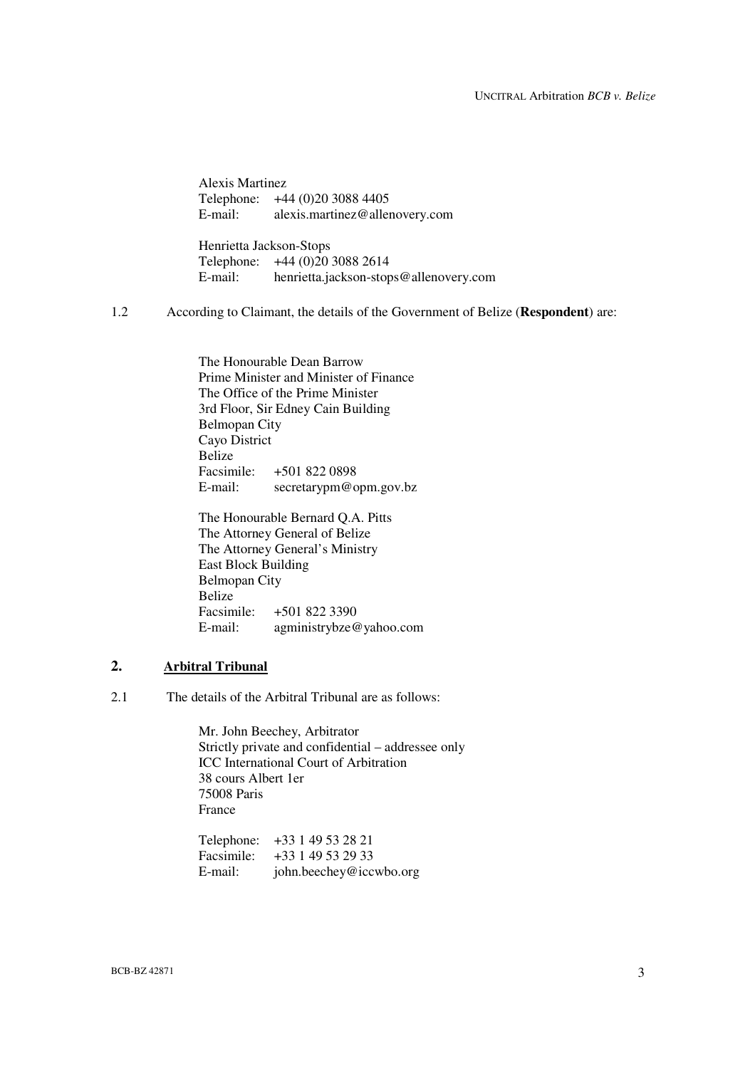Alexis Martinez  
Telephone: +44 (0)20 3088 4405  
E-mail: alexis.martinez@allenovery.com

Henrietta Jackson-Stops  
Telephone: +44 (0)20 3088 2614  
E-mail: henrietta.jackson-stops@allenovery.com

1.2 According to Claimant, the details of the Government of Belize (**Respondent**) are:

The Honourable Dean Barrow  
Prime Minister and Minister of Finance  
The Office of the Prime Minister  
3rd Floor, Sir Edney Cain Building  
Belmopan City  
Cayo District  
Belize  
Facsimile: +501 822 0898  
E-mail: secretarypm@opm.gov.bz

The Honourable Bernard Q.A. Pitts  
The Attorney General of Belize  
The Attorney General's Ministry  
East Block Building  
Belmopan City  
Belize  
Facsimile: +501 822 3390  
E-mail: agministrybze@yahoo.com

## 2. Arbitral Tribunal

2.1 The details of the Arbitral Tribunal are as follows:

Mr. John Beechey, Arbitrator  
Strictly private and confidential – addressee only  
ICC International Court of Arbitration  
38 cours Albert 1er  
75008 Paris  
France

Telephone: +33 1 49 53 28 21  
Facsimile: +33 1 49 53 29 33  
E-mail: john.beechey@iccwbo.org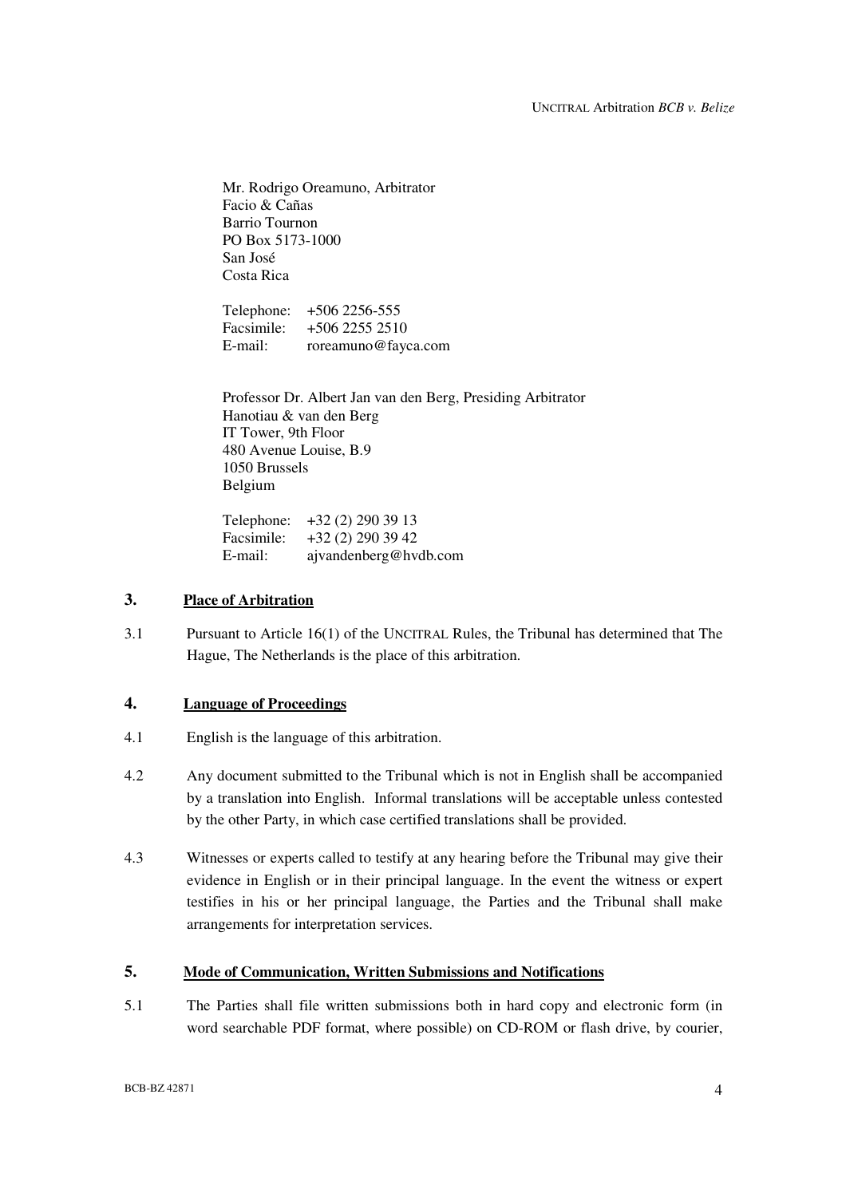Mr. Rodrigo Oreamuno, Arbitrator
Facio & Cañas
Barrio Tournon
PO Box 5173-1000
San José
Costa Rica

Telephone: +506 2256-555
Facsimile: +506 2255 2510
E-mail: roreamuno@fayca.com

Professor Dr. Albert Jan van den Berg, Presiding Arbitrator
Hanotiau & van den Berg
IT Tower, 9th Floor
480 Avenue Louise, B.9
1050 Brussels
Belgium

Telephone: +32 (2) 290 39 13
Facsimile: +32 (2) 290 39 42
E-mail: ajvandenberg@hvdb.com

## 3. Place of Arbitration

3.1 Pursuant to Article 16(1) of the UNCITRAL Rules, the Tribunal has determined that The Hague, The Netherlands is the place of this arbitration.

## 4. Language of Proceedings

4.1 English is the language of this arbitration.

4.2 Any document submitted to the Tribunal which is not in English shall be accompanied by a translation into English. Informal translations will be acceptable unless contested by the other Party, in which case certified translations shall be provided.

4.3 Witnesses or experts called to testify at any hearing before the Tribunal may give their evidence in English or in their principal language. In the event the witness or expert testifies in his or her principal language, the Parties and the Tribunal shall make arrangements for interpretation services.

## 5. Mode of Communication, Written Submissions and Notifications

5.1 The Parties shall file written submissions both in hard copy and electronic form (in word searchable PDF format, where possible) on CD-ROM or flash drive, by courier,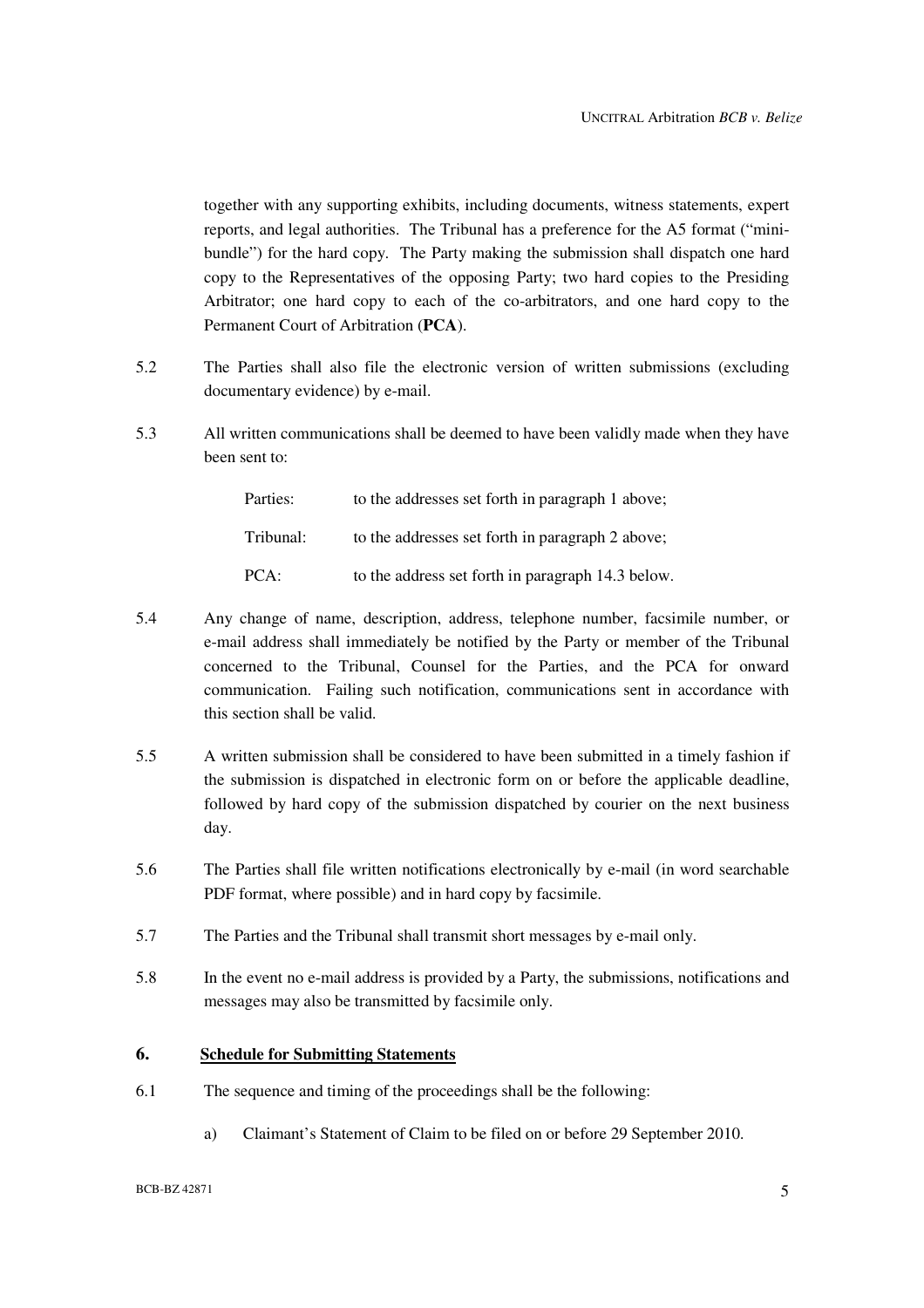together with any supporting exhibits, including documents, witness statements, expert reports, and legal authorities. The Tribunal has a preference for the A5 format ("mini-bundle") for the hard copy. The Party making the submission shall dispatch one hard copy to the Representatives of the opposing Party; two hard copies to the Presiding Arbitrator; one hard copy to each of the co-arbitrators, and one hard copy to the Permanent Court of Arbitration (**PCA**).

5.2 The Parties shall also file the electronic version of written submissions (excluding documentary evidence) by e-mail.

5.3 All written communications shall be deemed to have been validly made when they have been sent to:

| | |
|---|---|
| Parties: | to the addresses set forth in paragraph 1 above; |
| Tribunal: | to the addresses set forth in paragraph 2 above; |
| PCA: | to the address set forth in paragraph 14.3 below. |

5.4 Any change of name, description, address, telephone number, facsimile number, or e-mail address shall immediately be notified by the Party or member of the Tribunal concerned to the Tribunal, Counsel for the Parties, and the PCA for onward communication. Failing such notification, communications sent in accordance with this section shall be valid.

5.5 A written submission shall be considered to have been submitted in a timely fashion if the submission is dispatched in electronic form on or before the applicable deadline, followed by hard copy of the submission dispatched by courier on the next business day.

5.6 The Parties shall file written notifications electronically by e-mail (in word searchable PDF format, where possible) and in hard copy by facsimile.

5.7 The Parties and the Tribunal shall transmit short messages by e-mail only.

5.8 In the event no e-mail address is provided by a Party, the submissions, notifications and messages may also be transmitted by facsimile only.

## 6. Schedule for Submitting Statements

6.1 The sequence and timing of the proceedings shall be the following:

a) Claimant's Statement of Claim to be filed on or before 29 September 2010.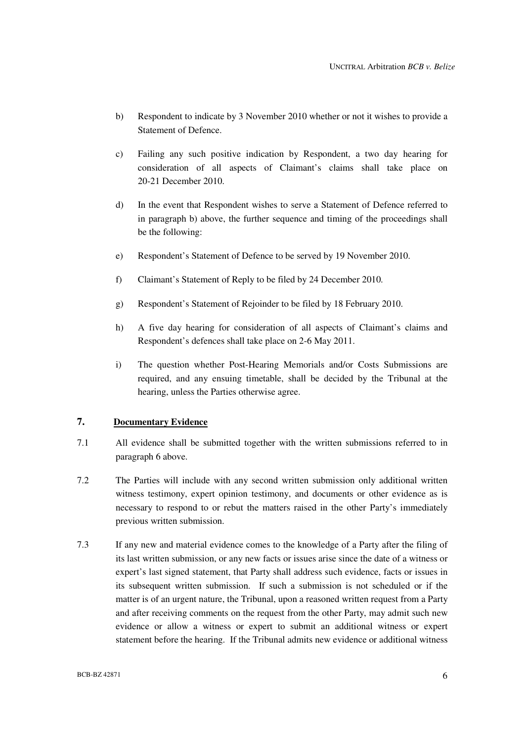b) Respondent to indicate by 3 November 2010 whether or not it wishes to provide a Statement of Defence.

c) Failing any such positive indication by Respondent, a two day hearing for consideration of all aspects of Claimant's claims shall take place on 20-21 December 2010.

d) In the event that Respondent wishes to serve a Statement of Defence referred to in paragraph b) above, the further sequence and timing of the proceedings shall be the following:

e) Respondent's Statement of Defence to be served by 19 November 2010.

f) Claimant's Statement of Reply to be filed by 24 December 2010.

g) Respondent's Statement of Rejoinder to be filed by 18 February 2010.

h) A five day hearing for consideration of all aspects of Claimant's claims and Respondent's defences shall take place on 2-6 May 2011.

i) The question whether Post-Hearing Memorials and/or Costs Submissions are required, and any ensuing timetable, shall be decided by the Tribunal at the hearing, unless the Parties otherwise agree.

## 7. **Documentary Evidence**

7.1 All evidence shall be submitted together with the written submissions referred to in paragraph 6 above.

7.2 The Parties will include with any second written submission only additional written witness testimony, expert opinion testimony, and documents or other evidence as is necessary to respond to or rebut the matters raised in the other Party's immediately previous written submission.

7.3 If any new and material evidence comes to the knowledge of a Party after the filing of its last written submission, or any new facts or issues arise since the date of a witness or expert's last signed statement, that Party shall address such evidence, facts or issues in its subsequent written submission. If such a submission is not scheduled or if the matter is of an urgent nature, the Tribunal, upon a reasoned written request from a Party and after receiving comments on the request from the other Party, may admit such new evidence or allow a witness or expert to submit an additional witness or expert statement before the hearing. If the Tribunal admits new evidence or additional witness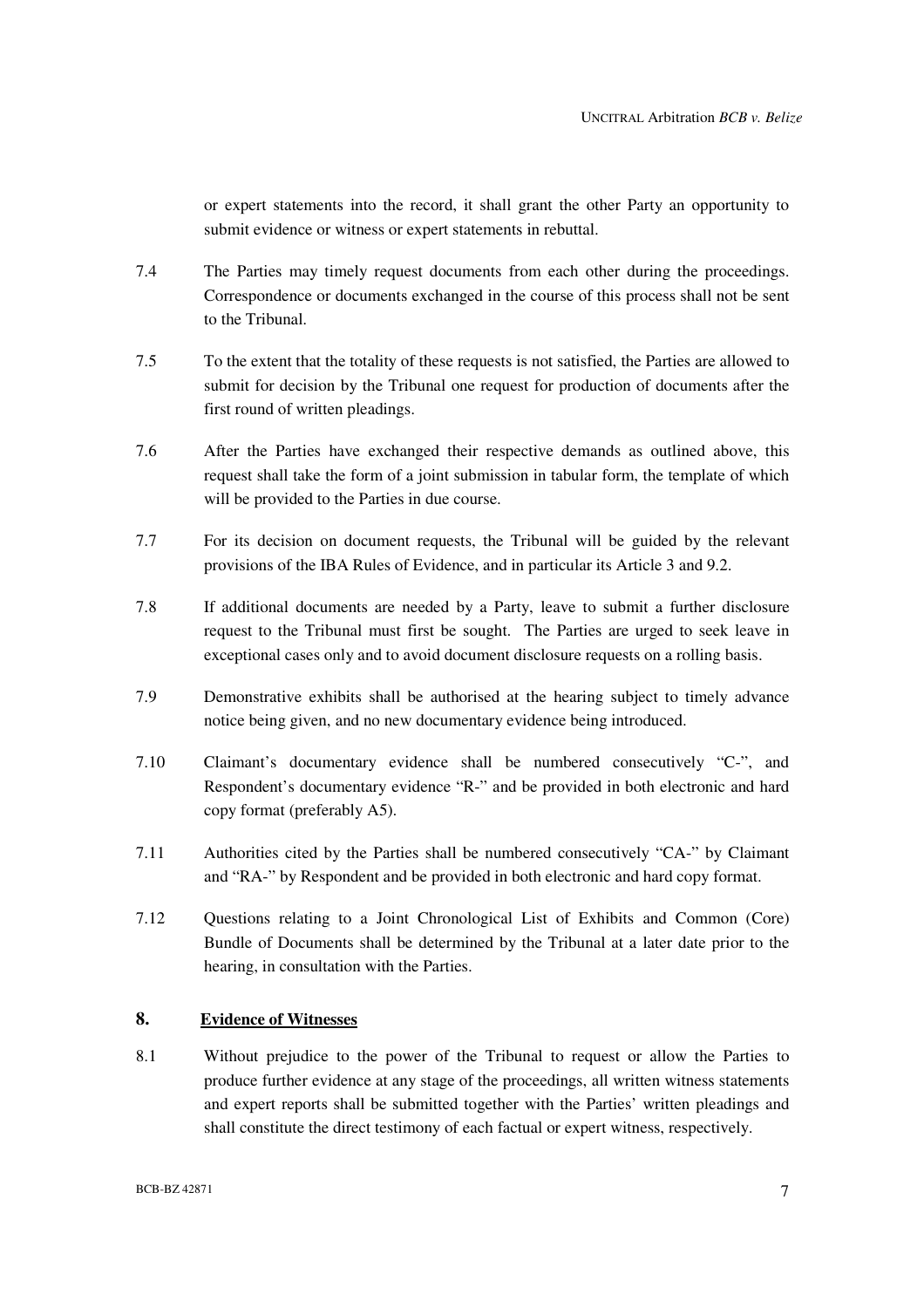or expert statements into the record, it shall grant the other Party an opportunity to submit evidence or witness or expert statements in rebuttal.

7.4 The Parties may timely request documents from each other during the proceedings. Correspondence or documents exchanged in the course of this process shall not be sent to the Tribunal.

7.5 To the extent that the totality of these requests is not satisfied, the Parties are allowed to submit for decision by the Tribunal one request for production of documents after the first round of written pleadings.

7.6 After the Parties have exchanged their respective demands as outlined above, this request shall take the form of a joint submission in tabular form, the template of which will be provided to the Parties in due course.

7.7 For its decision on document requests, the Tribunal will be guided by the relevant provisions of the IBA Rules of Evidence, and in particular its Article 3 and 9.2.

7.8 If additional documents are needed by a Party, leave to submit a further disclosure request to the Tribunal must first be sought. The Parties are urged to seek leave in exceptional cases only and to avoid document disclosure requests on a rolling basis.

7.9 Demonstrative exhibits shall be authorised at the hearing subject to timely advance notice being given, and no new documentary evidence being introduced.

7.10 Claimant's documentary evidence shall be numbered consecutively "C-", and Respondent's documentary evidence "R-" and be provided in both electronic and hard copy format (preferably A5).

7.11 Authorities cited by the Parties shall be numbered consecutively "CA-" by Claimant and "RA-" by Respondent and be provided in both electronic and hard copy format.

7.12 Questions relating to a Joint Chronological List of Exhibits and Common (Core) Bundle of Documents shall be determined by the Tribunal at a later date prior to the hearing, in consultation with the Parties.

## 8. Evidence of Witnesses

8.1 Without prejudice to the power of the Tribunal to request or allow the Parties to produce further evidence at any stage of the proceedings, all written witness statements and expert reports shall be submitted together with the Parties' written pleadings and shall constitute the direct testimony of each factual or expert witness, respectively.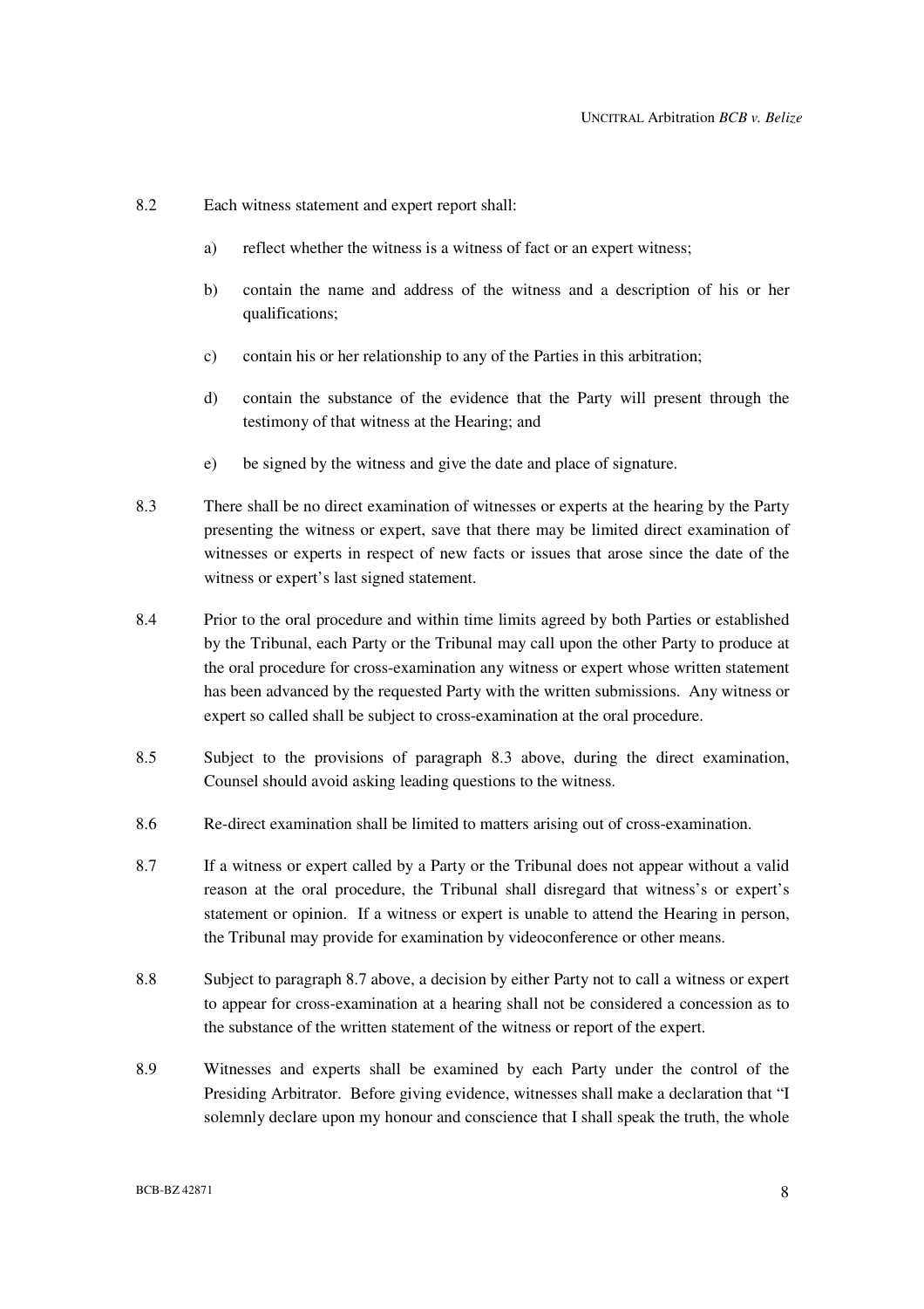8.2 Each witness statement and expert report shall:

a) reflect whether the witness is a witness of fact or an expert witness;

b) contain the name and address of the witness and a description of his or her qualifications;

c) contain his or her relationship to any of the Parties in this arbitration;

d) contain the substance of the evidence that the Party will present through the testimony of that witness at the Hearing; and

e) be signed by the witness and give the date and place of signature.

8.3 There shall be no direct examination of witnesses or experts at the hearing by the Party presenting the witness or expert, save that there may be limited direct examination of witnesses or experts in respect of new facts or issues that arose since the date of the witness or expert's last signed statement.

8.4 Prior to the oral procedure and within time limits agreed by both Parties or established by the Tribunal, each Party or the Tribunal may call upon the other Party to produce at the oral procedure for cross-examination any witness or expert whose written statement has been advanced by the requested Party with the written submissions. Any witness or expert so called shall be subject to cross-examination at the oral procedure.

8.5 Subject to the provisions of paragraph 8.3 above, during the direct examination, Counsel should avoid asking leading questions to the witness.

8.6 Re-direct examination shall be limited to matters arising out of cross-examination.

8.7 If a witness or expert called by a Party or the Tribunal does not appear without a valid reason at the oral procedure, the Tribunal shall disregard that witness's or expert's statement or opinion. If a witness or expert is unable to attend the Hearing in person, the Tribunal may provide for examination by videoconference or other means.

8.8 Subject to paragraph 8.7 above, a decision by either Party not to call a witness or expert to appear for cross-examination at a hearing shall not be considered a concession as to the substance of the written statement of the witness or report of the expert.

8.9 Witnesses and experts shall be examined by each Party under the control of the Presiding Arbitrator. Before giving evidence, witnesses shall make a declaration that "I solemnly declare upon my honour and conscience that I shall speak the truth, the whole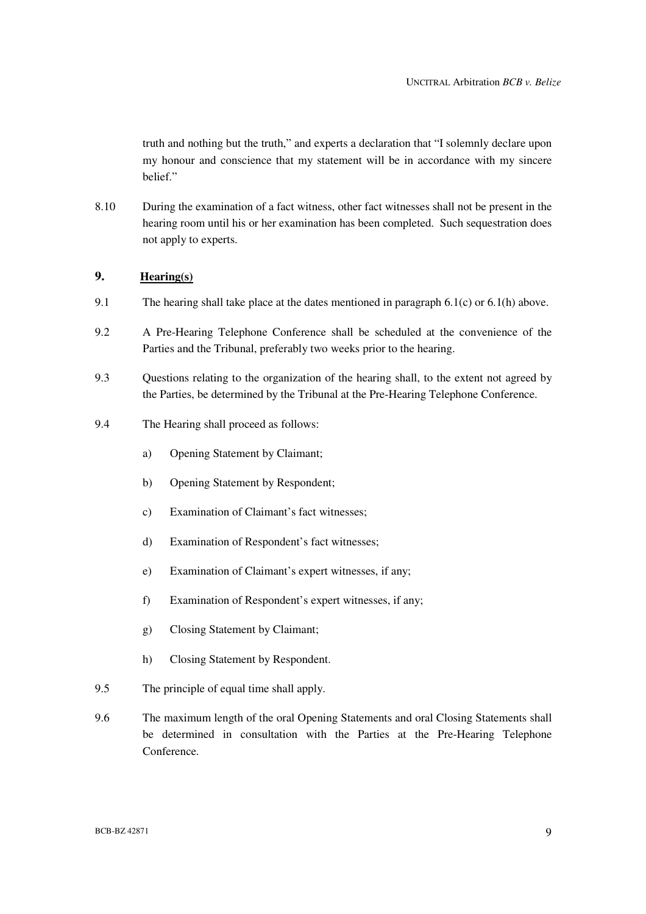truth and nothing but the truth," and experts a declaration that "I solemnly declare upon my honour and conscience that my statement will be in accordance with my sincere belief."

8.10 During the examination of a fact witness, other fact witnesses shall not be present in the hearing room until his or her examination has been completed. Such sequestration does not apply to experts.

## 9. Hearing(s)

9.1 The hearing shall take place at the dates mentioned in paragraph 6.1(c) or 6.1(h) above.

9.2 A Pre-Hearing Telephone Conference shall be scheduled at the convenience of the Parties and the Tribunal, preferably two weeks prior to the hearing.

9.3 Questions relating to the organization of the hearing shall, to the extent not agreed by the Parties, be determined by the Tribunal at the Pre-Hearing Telephone Conference.

9.4 The Hearing shall proceed as follows:

a) Opening Statement by Claimant;

b) Opening Statement by Respondent;

c) Examination of Claimant's fact witnesses;

d) Examination of Respondent's fact witnesses;

e) Examination of Claimant's expert witnesses, if any;

f) Examination of Respondent's expert witnesses, if any;

g) Closing Statement by Claimant;

h) Closing Statement by Respondent.

9.5 The principle of equal time shall apply.

9.6 The maximum length of the oral Opening Statements and oral Closing Statements shall be determined in consultation with the Parties at the Pre-Hearing Telephone Conference.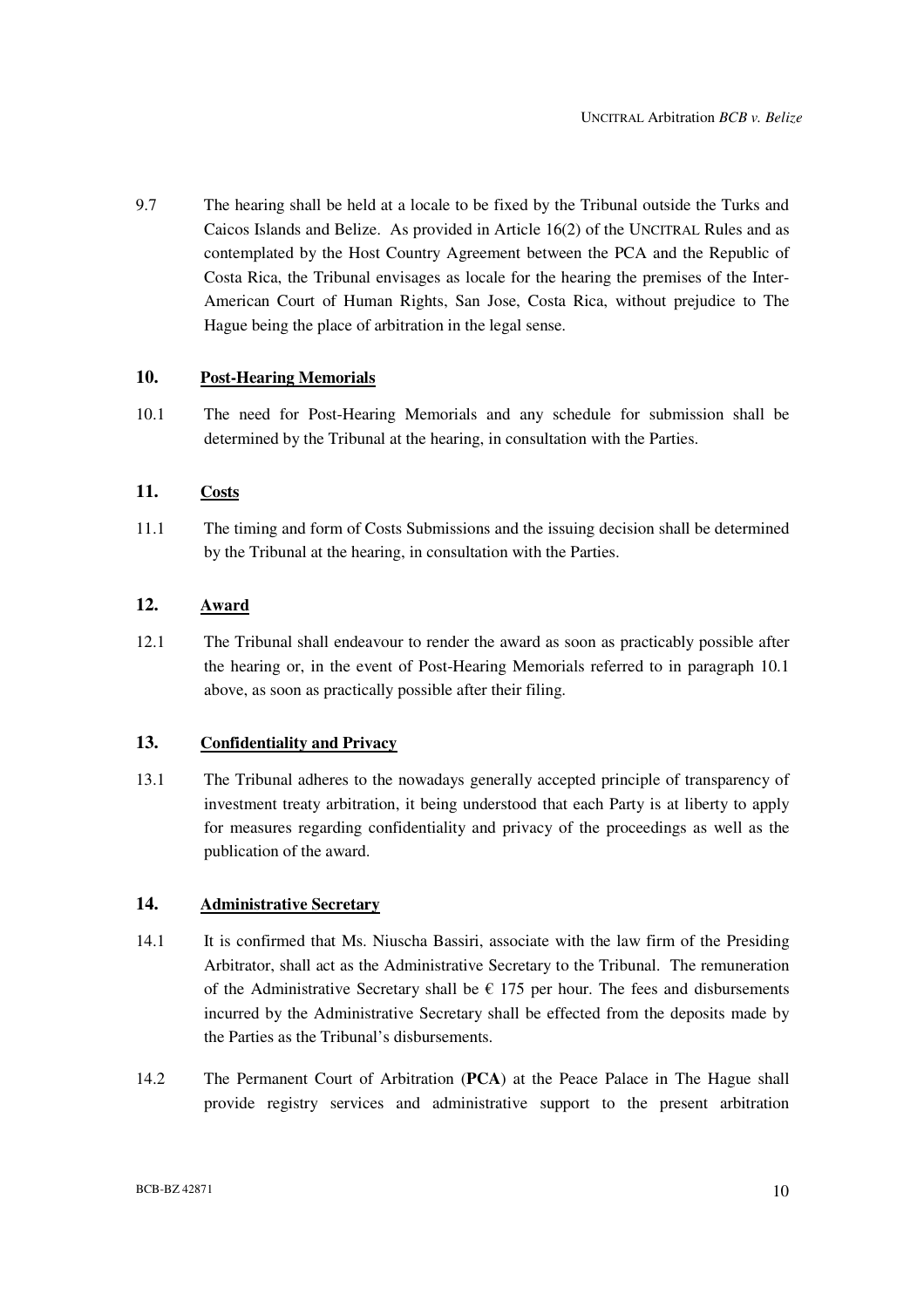9.7 The hearing shall be held at a locale to be fixed by the Tribunal outside the Turks and Caicos Islands and Belize. As provided in Article 16(2) of the UNCITRAL Rules and as contemplated by the Host Country Agreement between the PCA and the Republic of Costa Rica, the Tribunal envisages as locale for the hearing the premises of the Inter-American Court of Human Rights, San Jose, Costa Rica, without prejudice to The Hague being the place of arbitration in the legal sense.

## 10. Post-Hearing Memorials

10.1 The need for Post-Hearing Memorials and any schedule for submission shall be determined by the Tribunal at the hearing, in consultation with the Parties.

## 11. Costs

11.1 The timing and form of Costs Submissions and the issuing decision shall be determined by the Tribunal at the hearing, in consultation with the Parties.

## 12. Award

12.1 The Tribunal shall endeavour to render the award as soon as practicably possible after the hearing or, in the event of Post-Hearing Memorials referred to in paragraph 10.1 above, as soon as practically possible after their filing.

## 13. Confidentiality and Privacy

13.1 The Tribunal adheres to the nowadays generally accepted principle of transparency of investment treaty arbitration, it being understood that each Party is at liberty to apply for measures regarding confidentiality and privacy of the proceedings as well as the publication of the award.

## 14. Administrative Secretary

14.1 It is confirmed that Ms. Niuscha Bassiri, associate with the law firm of the Presiding Arbitrator, shall act as the Administrative Secretary to the Tribunal. The remuneration of the Administrative Secretary shall be € 175 per hour. The fees and disbursements incurred by the Administrative Secretary shall be effected from the deposits made by the Parties as the Tribunal's disbursements.

14.2 The Permanent Court of Arbitration (**PCA**) at the Peace Palace in The Hague shall provide registry services and administrative support to the present arbitration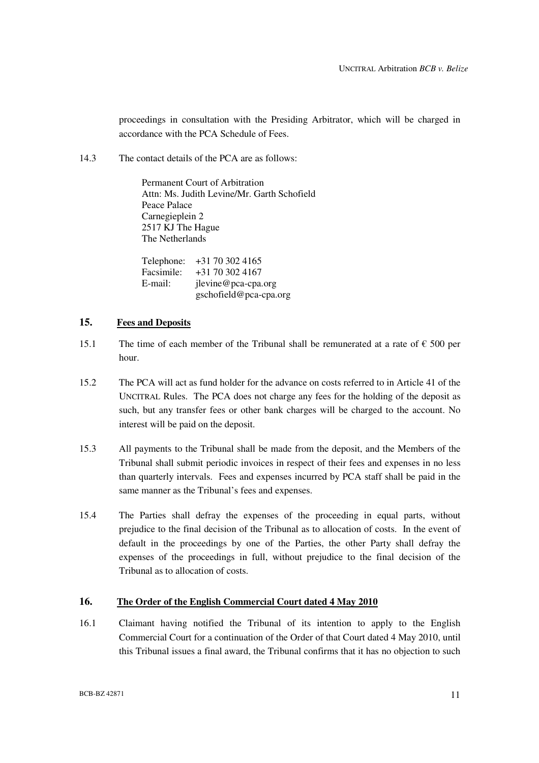proceedings in consultation with the Presiding Arbitrator, which will be charged in accordance with the PCA Schedule of Fees.

14.3 The contact details of the PCA are as follows:

Permanent Court of Arbitration
Attn: Ms. Judith Levine/Mr. Garth Schofield
Peace Palace
Carnegieplein 2
2517 KJ The Hague
The Netherlands

Telephone: +31 70 302 4165
Facsimile: +31 70 302 4167
E-mail: jlevine@pca-cpa.org
gschofield@pca-cpa.org

## 15. Fees and Deposits

15.1 The time of each member of the Tribunal shall be remunerated at a rate of € 500 per hour.

15.2 The PCA will act as fund holder for the advance on costs referred to in Article 41 of the UNCITRAL Rules. The PCA does not charge any fees for the holding of the deposit as such, but any transfer fees or other bank charges will be charged to the account. No interest will be paid on the deposit.

15.3 All payments to the Tribunal shall be made from the deposit, and the Members of the Tribunal shall submit periodic invoices in respect of their fees and expenses in no less than quarterly intervals. Fees and expenses incurred by PCA staff shall be paid in the same manner as the Tribunal's fees and expenses.

15.4 The Parties shall defray the expenses of the proceeding in equal parts, without prejudice to the final decision of the Tribunal as to allocation of costs. In the event of default in the proceedings by one of the Parties, the other Party shall defray the expenses of the proceedings in full, without prejudice to the final decision of the Tribunal as to allocation of costs.

## 16. The Order of the English Commercial Court dated 4 May 2010

16.1 Claimant having notified the Tribunal of its intention to apply to the English Commercial Court for a continuation of the Order of that Court dated 4 May 2010, until this Tribunal issues a final award, the Tribunal confirms that it has no objection to such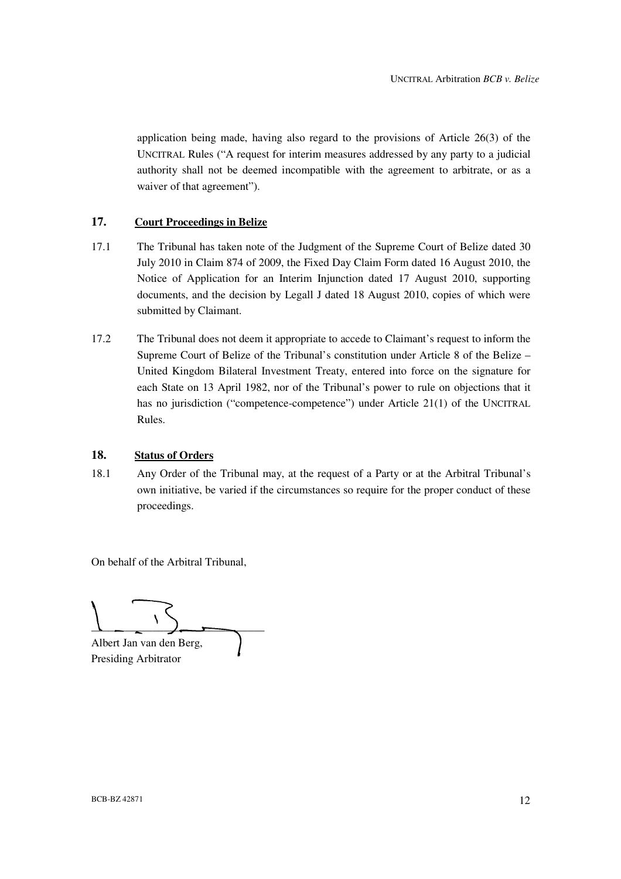application being made, having also regard to the provisions of Article 26(3) of the UNCITRAL Rules ("A request for interim measures addressed by any party to a judicial authority shall not be deemed incompatible with the agreement to arbitrate, or as a waiver of that agreement").

## 17. Court Proceedings in Belize

17.1 The Tribunal has taken note of the Judgment of the Supreme Court of Belize dated 30 July 2010 in Claim 874 of 2009, the Fixed Day Claim Form dated 16 August 2010, the Notice of Application for an Interim Injunction dated 17 August 2010, supporting documents, and the decision by Legall J dated 18 August 2010, copies of which were submitted by Claimant.

17.2 The Tribunal does not deem it appropriate to accede to Claimant's request to inform the Supreme Court of Belize of the Tribunal's constitution under Article 8 of the Belize – United Kingdom Bilateral Investment Treaty, entered into force on the signature for each State on 13 April 1982, nor of the Tribunal's power to rule on objections that it has no jurisdiction ("competence-competence") under Article 21(1) of the UNCITRAL Rules.

## 18. Status of Orders

18.1 Any Order of the Tribunal may, at the request of a Party or at the Arbitral Tribunal's own initiative, be varied if the circumstances so require for the proper conduct of these proceedings.

On behalf of the Arbitral Tribunal,

Albert Jan van den Berg,
Presiding Arbitrator